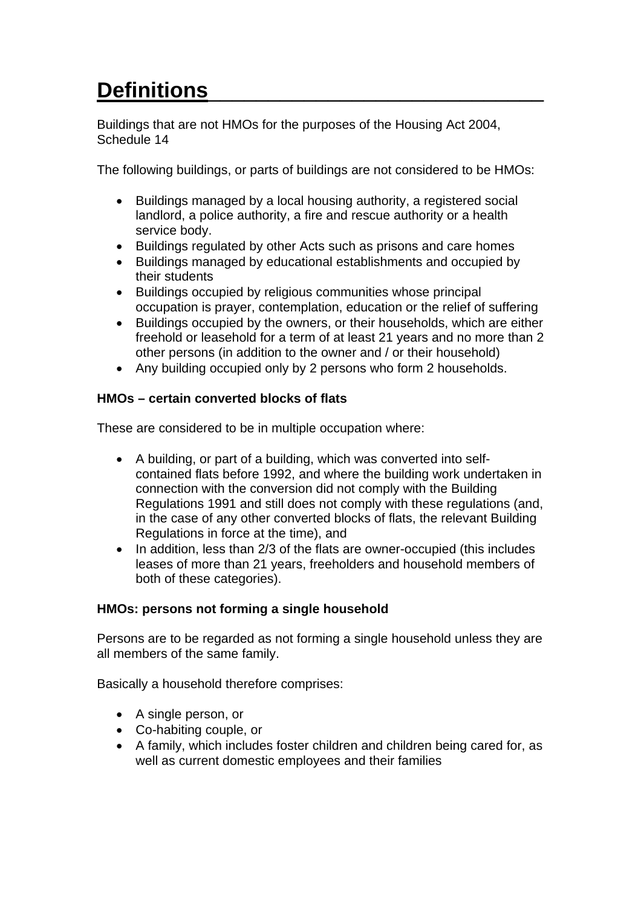# Definitions

Buildings that are not HMOs for the purposes of the Housing Act 2004, Schedule 14

The following buildings, or parts of buildings are not considered to be HMOs:

- Buildings managed by a local housing authority, a registered social landlord, a police authority, a fire and rescue authority or a health service body.
- Buildings regulated by other Acts such as prisons and care homes
- Buildings managed by educational establishments and occupied by their students
- Buildings occupied by religious communities whose principal occupation is prayer, contemplation, education or the relief of suffering
- Buildings occupied by the owners, or their households, which are either freehold or leasehold for a term of at least 21 years and no more than 2 other persons (in addition to the owner and / or their household)
- Any building occupied only by 2 persons who form 2 households.

**HMOs – certain converted blocks of flats**

These are considered to be in multiple occupation where:

- A building, or part of a building, which was converted into self-contained flats before 1992, and where the building work undertaken in connection with the conversion did not comply with the Building Regulations 1991 and still does not comply with these regulations (and, in the case of any other converted blocks of flats, the relevant Building Regulations in force at the time), and
- In addition, less than 2/3 of the flats are owner-occupied (this includes leases of more than 21 years, freeholders and household members of both of these categories).

**HMOs: persons not forming a single household**

Persons are to be regarded as not forming a single household unless they are all members of the same family.

Basically a household therefore comprises:

- A single person, or
- Co-habiting couple, or
- A family, which includes foster children and children being cared for, as well as current domestic employees and their families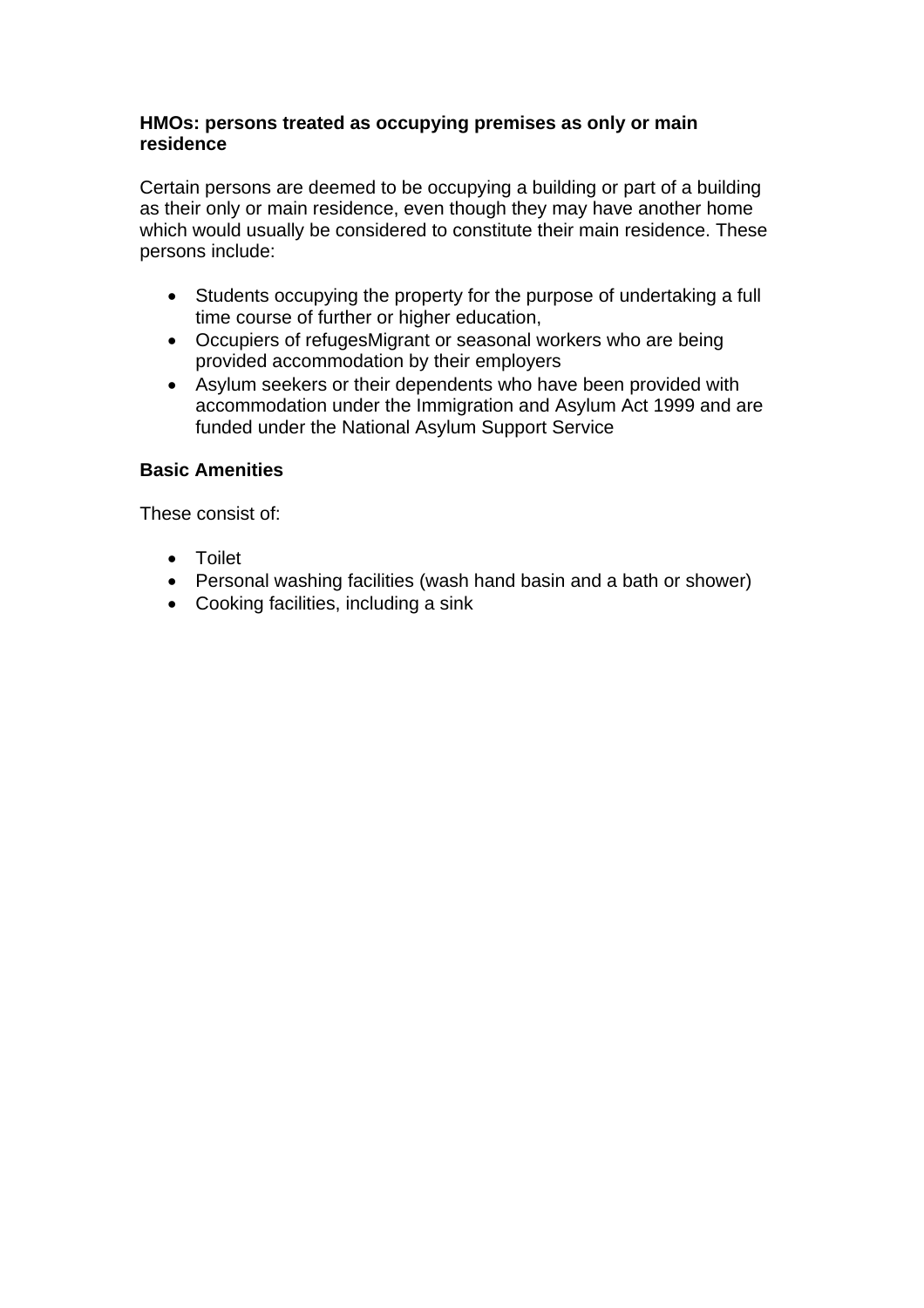**HMOs: persons treated as occupying premises as only or main residence**

Certain persons are deemed to be occupying a building or part of a building as their only or main residence, even though they may have another home which would usually be considered to constitute their main residence. These persons include:

- Students occupying the property for the purpose of undertaking a full time course of further or higher education,
- Occupiers of refugesMigrant or seasonal workers who are being provided accommodation by their employers
- Asylum seekers or their dependents who have been provided with accommodation under the Immigration and Asylum Act 1999 and are funded under the National Asylum Support Service

**Basic Amenities**

These consist of:

- Toilet
- Personal washing facilities (wash hand basin and a bath or shower)
- Cooking facilities, including a sink